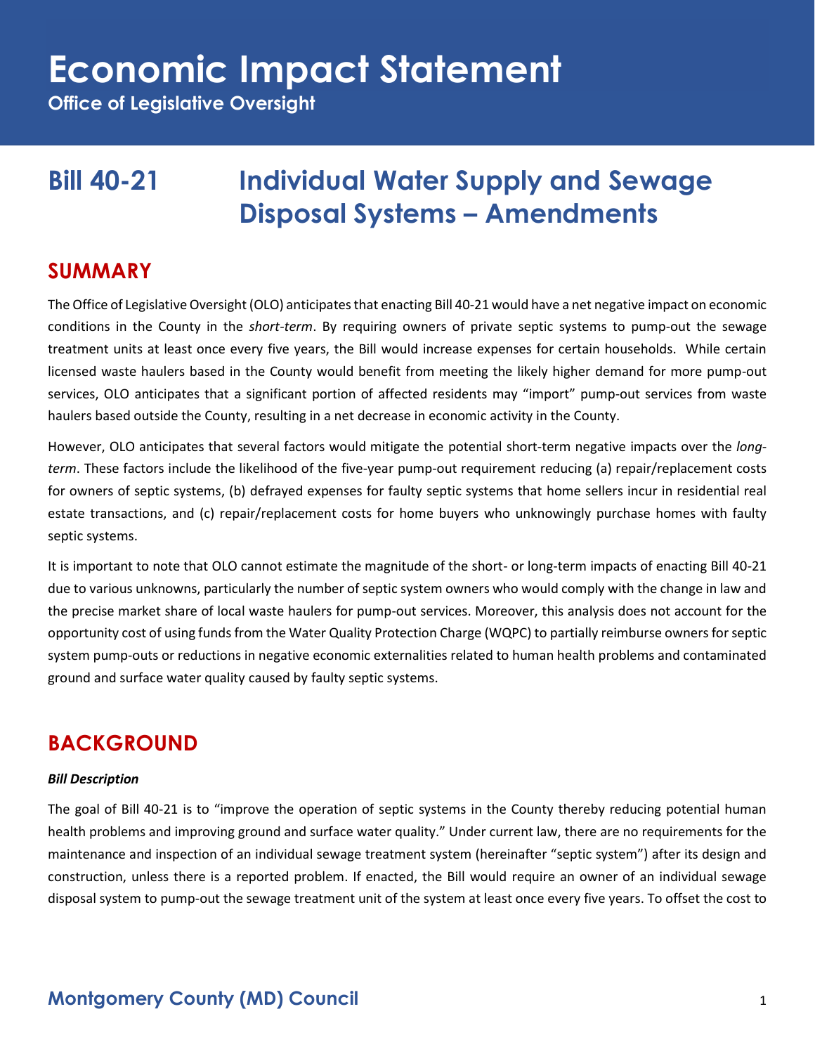# Economic Impact Statement

**Office of Legislative Oversight**

## Bill 40-21 Individual Water Supply and Sewage Disposal Systems – Amendments

## SUMMARY

The Office of Legislative Oversight (OLO) anticipates that enacting Bill 40-21 would have a net negative impact on economic conditions in the County in the *short-term*. By requiring owners of private septic systems to pump-out the sewage treatment units at least once every five years, the Bill would increase expenses for certain households. While certain licensed waste haulers based in the County would benefit from meeting the likely higher demand for more pump-out services, OLO anticipates that a significant portion of affected residents may "import" pump-out services from waste haulers based outside the County, resulting in a net decrease in economic activity in the County.

However, OLO anticipates that several factors would mitigate the potential short-term negative impacts over the *long-term*. These factors include the likelihood of the five-year pump-out requirement reducing (a) repair/replacement costs for owners of septic systems, (b) defrayed expenses for faulty septic systems that home sellers incur in residential real estate transactions, and (c) repair/replacement costs for home buyers who unknowingly purchase homes with faulty septic systems.

It is important to note that OLO cannot estimate the magnitude of the short- or long-term impacts of enacting Bill 40-21 due to various unknowns, particularly the number of septic system owners who would comply with the change in law and the precise market share of local waste haulers for pump-out services. Moreover, this analysis does not account for the opportunity cost of using funds from the Water Quality Protection Charge (WQPC) to partially reimburse owners for septic system pump-outs or reductions in negative economic externalities related to human health problems and contaminated ground and surface water quality caused by faulty septic systems.

## BACKGROUND

***Bill Description***

The goal of Bill 40-21 is to "improve the operation of septic systems in the County thereby reducing potential human health problems and improving ground and surface water quality." Under current law, there are no requirements for the maintenance and inspection of an individual sewage treatment system (hereinafter "septic system") after its design and construction, unless there is a reported problem. If enacted, the Bill would require an owner of an individual sewage disposal system to pump-out the sewage treatment unit of the system at least once every five years. To offset the cost to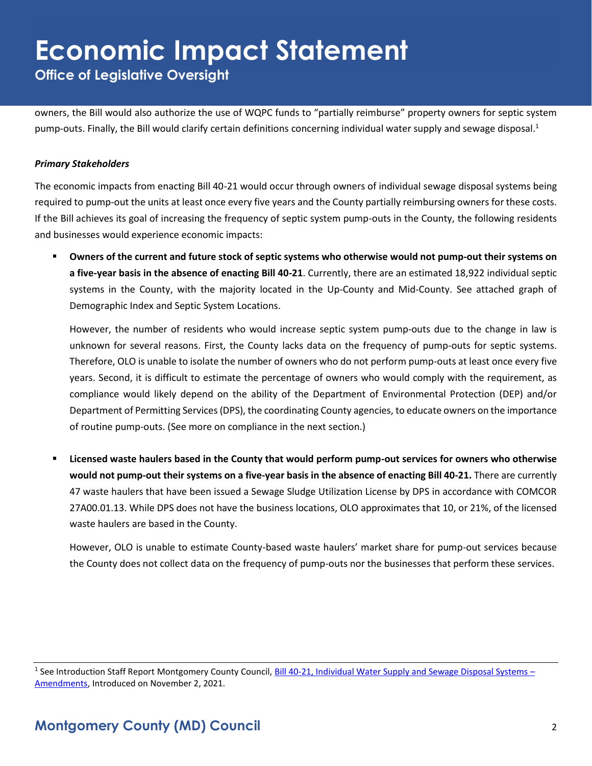owners, the Bill would also authorize the use of WQPC funds to "partially reimburse" property owners for septic system pump-outs. Finally, the Bill would clarify certain definitions concerning individual water supply and sewage disposal.[1]

***Primary Stakeholders***

The economic impacts from enacting Bill 40-21 would occur through owners of individual sewage disposal systems being required to pump-out the units at least once every five years and the County partially reimbursing owners for these costs. If the Bill achieves its goal of increasing the frequency of septic system pump-outs in the County, the following residents and businesses would experience economic impacts:

- **Owners of the current and future stock of septic systems who otherwise would not pump-out their systems on a five-year basis in the absence of enacting Bill 40-21**. Currently, there are an estimated 18,922 individual septic systems in the County, with the majority located in the Up-County and Mid-County. See attached graph of Demographic Index and Septic System Locations.

  However, the number of residents who would increase septic system pump-outs due to the change in law is unknown for several reasons. First, the County lacks data on the frequency of pump-outs for septic systems. Therefore, OLO is unable to isolate the number of owners who do not perform pump-outs at least once every five years. Second, it is difficult to estimate the percentage of owners who would comply with the requirement, as compliance would likely depend on the ability of the Department of Environmental Protection (DEP) and/or Department of Permitting Services (DPS), the coordinating County agencies, to educate owners on the importance of routine pump-outs. (See more on compliance in the next section.)

- **Licensed waste haulers based in the County that would perform pump-out services for owners who otherwise would not pump-out their systems on a five-year basis in the absence of enacting Bill 40-21.** There are currently 47 waste haulers that have been issued a Sewage Sludge Utilization License by DPS in accordance with COMCOR 27A00.01.13. While DPS does not have the business locations, OLO approximates that 10, or 21%, of the licensed waste haulers are based in the County.

  However, OLO is unable to estimate County-based waste haulers' market share for pump-out services because the County does not collect data on the frequency of pump-outs nor the businesses that perform these services.

[1] See Introduction Staff Report Montgomery County Council, Bill 40-21, Individual Water Supply and Sewage Disposal Systems – Amendments, Introduced on November 2, 2021.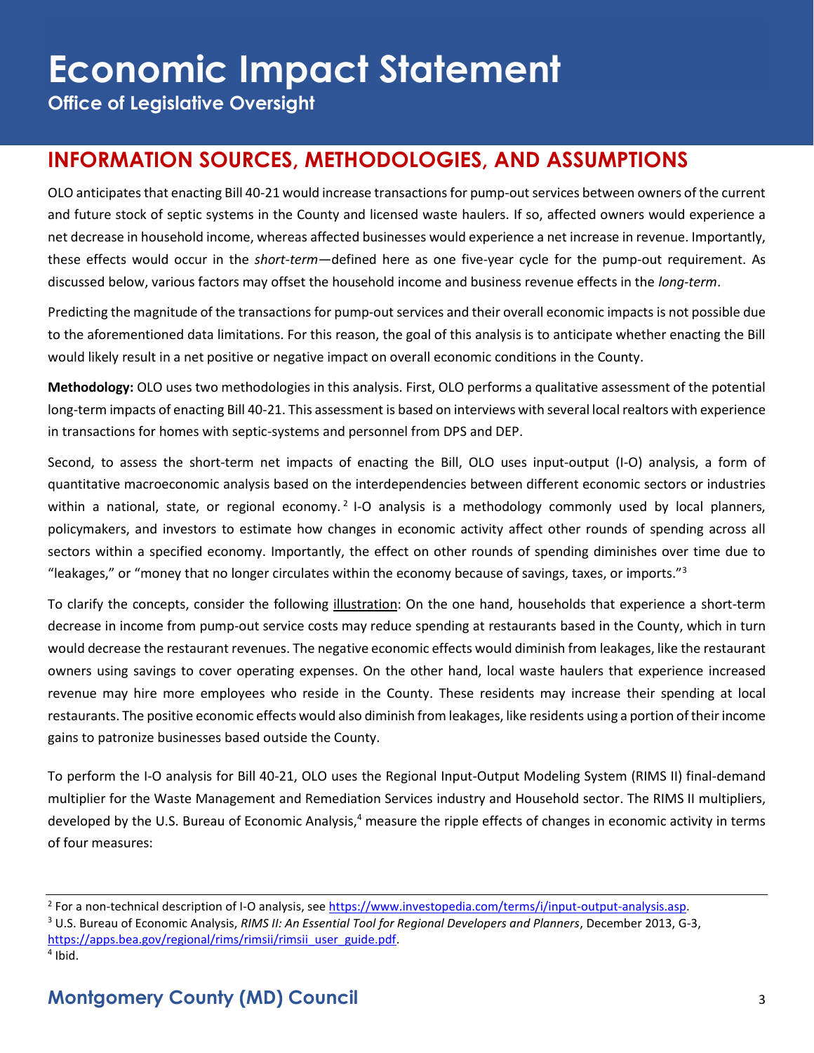## INFORMATION SOURCES, METHODOLOGIES, AND ASSUMPTIONS

OLO anticipates that enacting Bill 40-21 would increase transactions for pump-out services between owners of the current and future stock of septic systems in the County and licensed waste haulers. If so, affected owners would experience a net decrease in household income, whereas affected businesses would experience a net increase in revenue. Importantly, these effects would occur in the *short-term*—defined here as one five-year cycle for the pump-out requirement. As discussed below, various factors may offset the household income and business revenue effects in the *long-term*.

Predicting the magnitude of the transactions for pump-out services and their overall economic impacts is not possible due to the aforementioned data limitations. For this reason, the goal of this analysis is to anticipate whether enacting the Bill would likely result in a net positive or negative impact on overall economic conditions in the County.

**Methodology:** OLO uses two methodologies in this analysis. First, OLO performs a qualitative assessment of the potential long-term impacts of enacting Bill 40-21. This assessment is based on interviews with several local realtors with experience in transactions for homes with septic-systems and personnel from DPS and DEP.

Second, to assess the short-term net impacts of enacting the Bill, OLO uses input-output (I-O) analysis, a form of quantitative macroeconomic analysis based on the interdependencies between different economic sectors or industries within a national, state, or regional economy.[2] I-O analysis is a methodology commonly used by local planners, policymakers, and investors to estimate how changes in economic activity affect other rounds of spending across all sectors within a specified economy. Importantly, the effect on other rounds of spending diminishes over time due to "leakages," or "money that no longer circulates within the economy because of savings, taxes, or imports."[3]

To clarify the concepts, consider the following illustration: On the one hand, households that experience a short-term decrease in income from pump-out service costs may reduce spending at restaurants based in the County, which in turn would decrease the restaurant revenues. The negative economic effects would diminish from leakages, like the restaurant owners using savings to cover operating expenses. On the other hand, local waste haulers that experience increased revenue may hire more employees who reside in the County. These residents may increase their spending at local restaurants. The positive economic effects would also diminish from leakages, like residents using a portion of their income gains to patronize businesses based outside the County.

To perform the I-O analysis for Bill 40-21, OLO uses the Regional Input-Output Modeling System (RIMS II) final-demand multiplier for the Waste Management and Remediation Services industry and Household sector. The RIMS II multipliers, developed by the U.S. Bureau of Economic Analysis,[4] measure the ripple effects of changes in economic activity in terms of four measures:

---

[2] For a non-technical description of I-O analysis, see https://www.investopedia.com/terms/i/input-output-analysis.asp.

[3] U.S. Bureau of Economic Analysis, *RIMS II: An Essential Tool for Regional Developers and Planners*, December 2013, G-3, https://apps.bea.gov/regional/rims/rimsii/rimsii_user_guide.pdf.

[4] Ibid.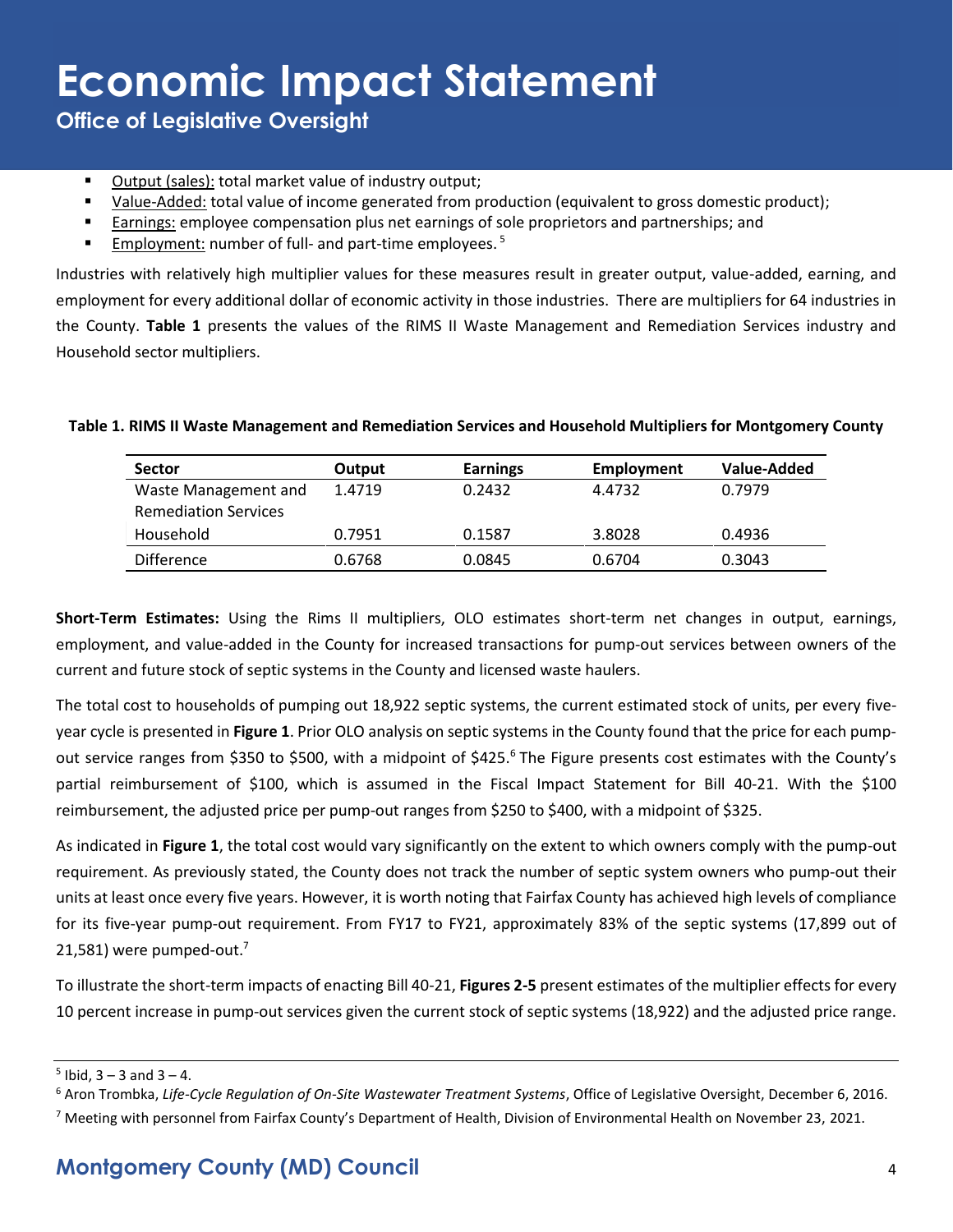- Output (sales): total market value of industry output;
- Value-Added: total value of income generated from production (equivalent to gross domestic product);
- Earnings: employee compensation plus net earnings of sole proprietors and partnerships; and
- Employment: number of full- and part-time employees.[5]

Industries with relatively high multiplier values for these measures result in greater output, value-added, earning, and employment for every additional dollar of economic activity in those industries. There are multipliers for 64 industries in the County. **Table 1** presents the values of the RIMS II Waste Management and Remediation Services industry and Household sector multipliers.

**Table 1. RIMS II Waste Management and Remediation Services and Household Multipliers for Montgomery County**

| Sector | Output | Earnings | Employment | Value-Added |
|---|---|---|---|---|
| Waste Management and Remediation Services | 1.4719 | 0.2432 | 4.4732 | 0.7979 |
| Household | 0.7951 | 0.1587 | 3.8028 | 0.4936 |
| Difference | 0.6768 | 0.0845 | 0.6704 | 0.3043 |

**Short-Term Estimates:** Using the Rims II multipliers, OLO estimates short-term net changes in output, earnings, employment, and value-added in the County for increased transactions for pump-out services between owners of the current and future stock of septic systems in the County and licensed waste haulers.

The total cost to households of pumping out 18,922 septic systems, the current estimated stock of units, per every five-year cycle is presented in **Figure 1**. Prior OLO analysis on septic systems in the County found that the price for each pump-out service ranges from $350 to $500, with a midpoint of $425.[6] The Figure presents cost estimates with the County's partial reimbursement of $100, which is assumed in the Fiscal Impact Statement for Bill 40-21. With the $100 reimbursement, the adjusted price per pump-out ranges from $250 to $400, with a midpoint of $325.

As indicated in **Figure 1**, the total cost would vary significantly on the extent to which owners comply with the pump-out requirement. As previously stated, the County does not track the number of septic system owners who pump-out their units at least once every five years. However, it is worth noting that Fairfax County has achieved high levels of compliance for its five-year pump-out requirement. From FY17 to FY21, approximately 83% of the septic systems (17,899 out of 21,581) were pumped-out.[7]

To illustrate the short-term impacts of enacting Bill 40-21, **Figures 2-5** present estimates of the multiplier effects for every 10 percent increase in pump-out services given the current stock of septic systems (18,922) and the adjusted price range.

---

[5] Ibid, 3 – 3 and 3 – 4.

[6] Aron Trombka, *Life-Cycle Regulation of On-Site Wastewater Treatment Systems*, Office of Legislative Oversight, December 6, 2016.

[7] Meeting with personnel from Fairfax County's Department of Health, Division of Environmental Health on November 23, 2021.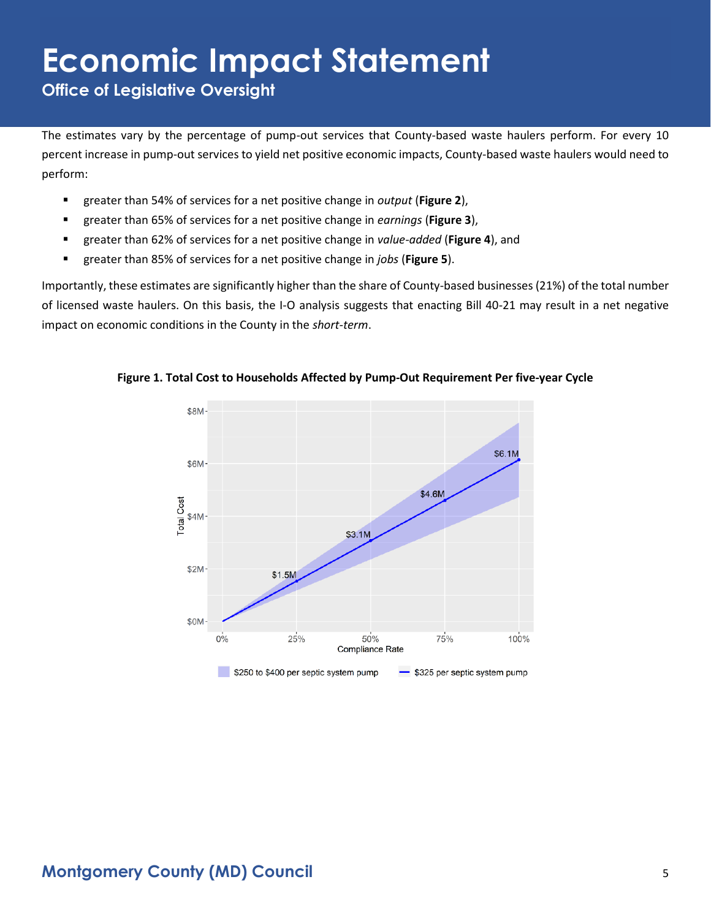The estimates vary by the percentage of pump-out services that County-based waste haulers perform. For every 10 percent increase in pump-out services to yield net positive economic impacts, County-based waste haulers would need to perform:

- greater than 54% of services for a net positive change in *output* (**Figure 2**),
- greater than 65% of services for a net positive change in *earnings* (**Figure 3**),
- greater than 62% of services for a net positive change in *value-added* (**Figure 4**), and
- greater than 85% of services for a net positive change in *jobs* (**Figure 5**).

Importantly, these estimates are significantly higher than the share of County-based businesses (21%) of the total number of licensed waste haulers. On this basis, the I-O analysis suggests that enacting Bill 40-21 may result in a net negative impact on economic conditions in the County in the *short-term*.

**Figure 1. Total Cost to Households Affected by Pump-Out Requirement Per five-year Cycle**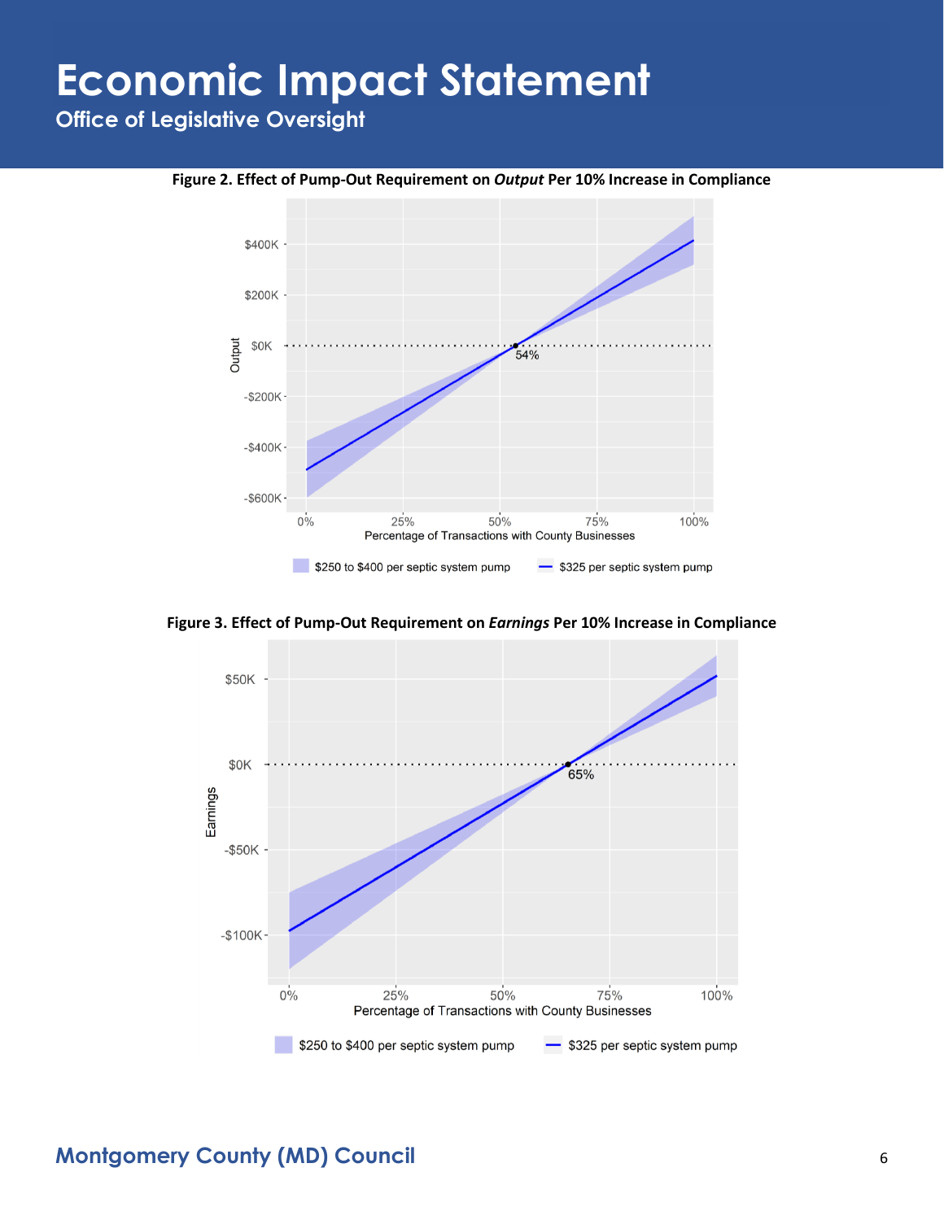**Figure 2. Effect of Pump-Out Requirement on *Output* Per 10% Increase in Compliance**

**Figure 3. Effect of Pump-Out Requirement on *Earnings* Per 10% Increase in Compliance**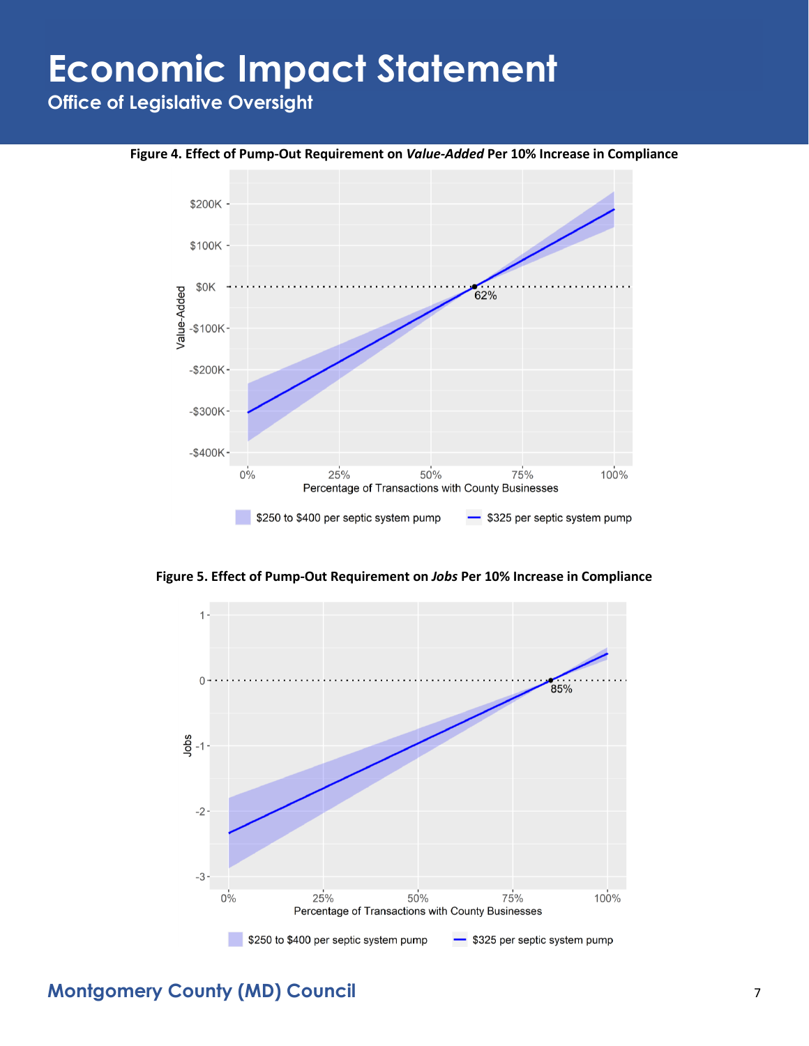**Figure 4. Effect of Pump-Out Requirement on *Value-Added* Per 10% Increase in Compliance**

**Figure 5. Effect of Pump-Out Requirement on *Jobs* Per 10% Increase in Compliance**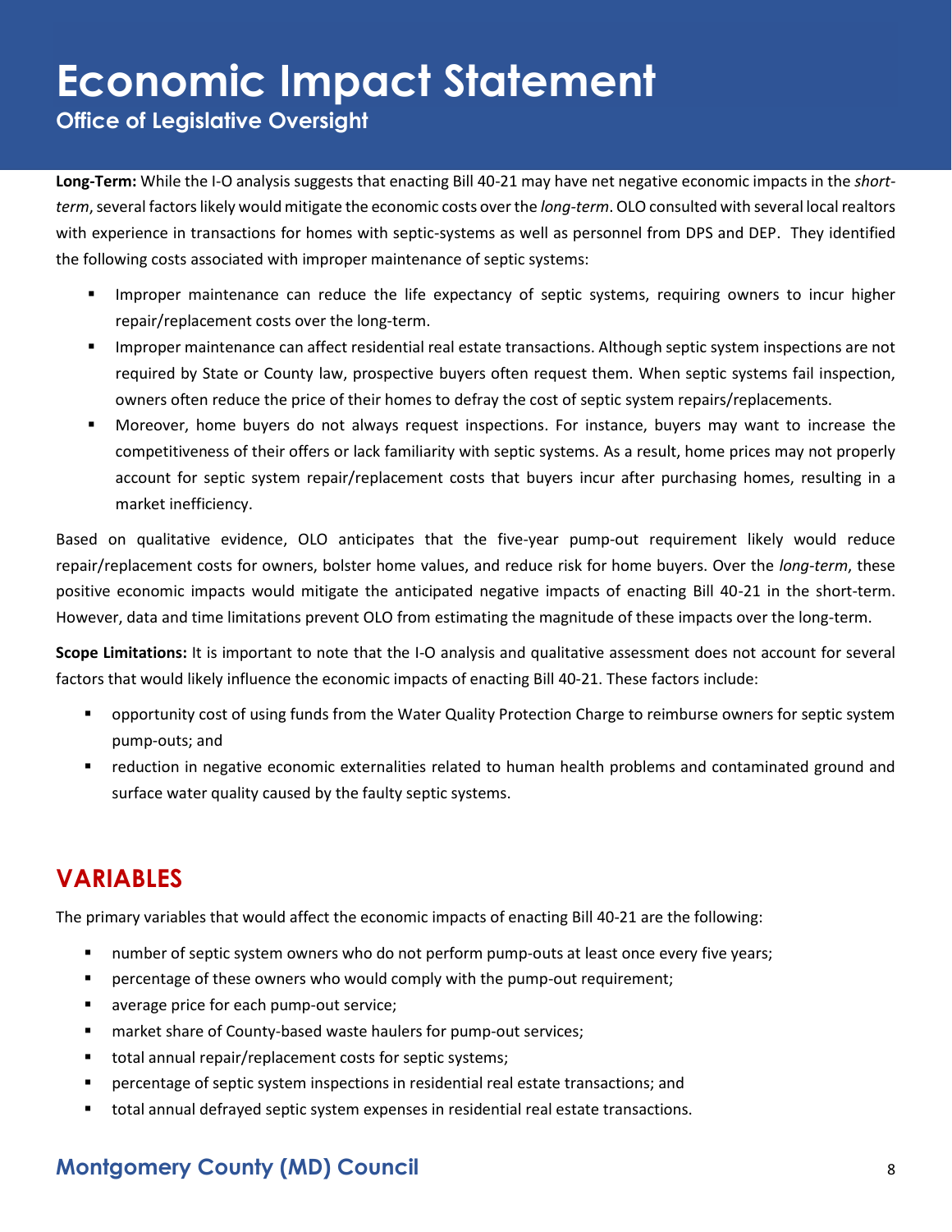**Long-Term:** While the I-O analysis suggests that enacting Bill 40-21 may have net negative economic impacts in the *short-term*, several factors likely would mitigate the economic costs over the *long-term*. OLO consulted with several local realtors with experience in transactions for homes with septic-systems as well as personnel from DPS and DEP. They identified the following costs associated with improper maintenance of septic systems:

- Improper maintenance can reduce the life expectancy of septic systems, requiring owners to incur higher repair/replacement costs over the long-term.
- Improper maintenance can affect residential real estate transactions. Although septic system inspections are not required by State or County law, prospective buyers often request them. When septic systems fail inspection, owners often reduce the price of their homes to defray the cost of septic system repairs/replacements.
- Moreover, home buyers do not always request inspections. For instance, buyers may want to increase the competitiveness of their offers or lack familiarity with septic systems. As a result, home prices may not properly account for septic system repair/replacement costs that buyers incur after purchasing homes, resulting in a market inefficiency.

Based on qualitative evidence, OLO anticipates that the five-year pump-out requirement likely would reduce repair/replacement costs for owners, bolster home values, and reduce risk for home buyers. Over the *long-term*, these positive economic impacts would mitigate the anticipated negative impacts of enacting Bill 40-21 in the short-term. However, data and time limitations prevent OLO from estimating the magnitude of these impacts over the long-term.

**Scope Limitations:** It is important to note that the I-O analysis and qualitative assessment does not account for several factors that would likely influence the economic impacts of enacting Bill 40-21. These factors include:

- opportunity cost of using funds from the Water Quality Protection Charge to reimburse owners for septic system pump-outs; and
- reduction in negative economic externalities related to human health problems and contaminated ground and surface water quality caused by the faulty septic systems.

## VARIABLES

The primary variables that would affect the economic impacts of enacting Bill 40-21 are the following:

- number of septic system owners who do not perform pump-outs at least once every five years;
- percentage of these owners who would comply with the pump-out requirement;
- average price for each pump-out service;
- market share of County-based waste haulers for pump-out services;
- total annual repair/replacement costs for septic systems;
- percentage of septic system inspections in residential real estate transactions; and
- total annual defrayed septic system expenses in residential real estate transactions.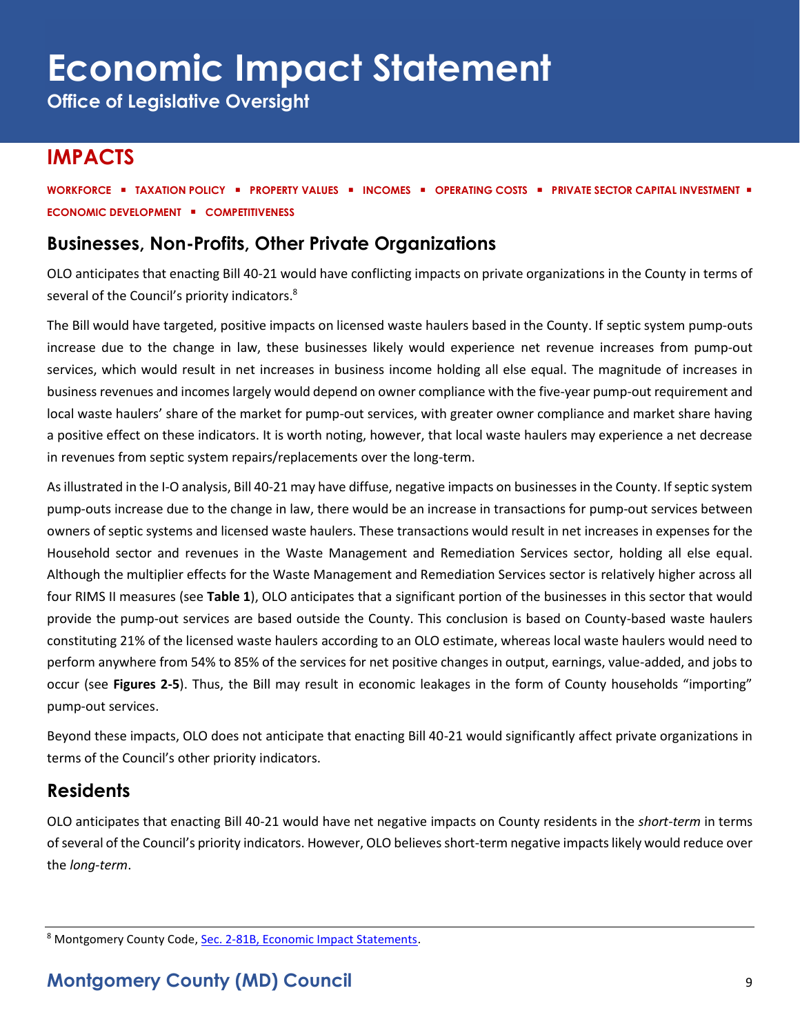## IMPACTS

**WORKFORCE ▪ TAXATION POLICY ▪ PROPERTY VALUES ▪ INCOMES ▪ OPERATING COSTS ▪ PRIVATE SECTOR CAPITAL INVESTMENT ▪ ECONOMIC DEVELOPMENT ▪ COMPETITIVENESS**

### Businesses, Non-Profits, Other Private Organizations

OLO anticipates that enacting Bill 40-21 would have conflicting impacts on private organizations in the County in terms of several of the Council's priority indicators.[8]

The Bill would have targeted, positive impacts on licensed waste haulers based in the County. If septic system pump-outs increase due to the change in law, these businesses likely would experience net revenue increases from pump-out services, which would result in net increases in business income holding all else equal. The magnitude of increases in business revenues and incomes largely would depend on owner compliance with the five-year pump-out requirement and local waste haulers' share of the market for pump-out services, with greater owner compliance and market share having a positive effect on these indicators. It is worth noting, however, that local waste haulers may experience a net decrease in revenues from septic system repairs/replacements over the long-term.

As illustrated in the I-O analysis, Bill 40-21 may have diffuse, negative impacts on businesses in the County. If septic system pump-outs increase due to the change in law, there would be an increase in transactions for pump-out services between owners of septic systems and licensed waste haulers. These transactions would result in net increases in expenses for the Household sector and revenues in the Waste Management and Remediation Services sector, holding all else equal. Although the multiplier effects for the Waste Management and Remediation Services sector is relatively higher across all four RIMS II measures (see **Table 1**), OLO anticipates that a significant portion of the businesses in this sector that would provide the pump-out services are based outside the County. This conclusion is based on County-based waste haulers constituting 21% of the licensed waste haulers according to an OLO estimate, whereas local waste haulers would need to perform anywhere from 54% to 85% of the services for net positive changes in output, earnings, value-added, and jobs to occur (see **Figures 2-5**). Thus, the Bill may result in economic leakages in the form of County households "importing" pump-out services.

Beyond these impacts, OLO does not anticipate that enacting Bill 40-21 would significantly affect private organizations in terms of the Council's other priority indicators.

### Residents

OLO anticipates that enacting Bill 40-21 would have net negative impacts on County residents in the *short-term* in terms of several of the Council's priority indicators. However, OLO believes short-term negative impacts likely would reduce over the *long-term*.

---

[8] Montgomery County Code, Sec. 2-81B, Economic Impact Statements.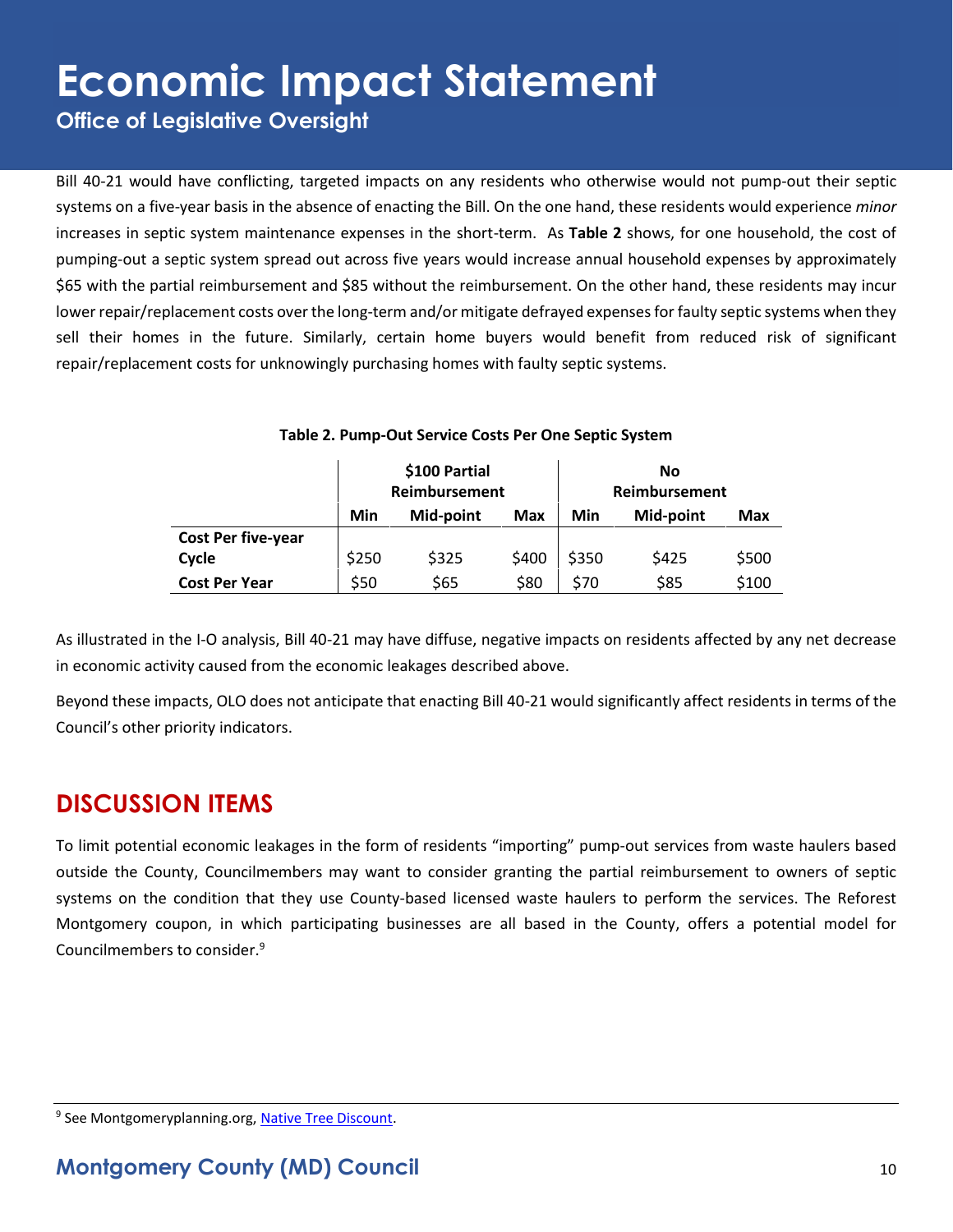Bill 40-21 would have conflicting, targeted impacts on any residents who otherwise would not pump-out their septic systems on a five-year basis in the absence of enacting the Bill. On the one hand, these residents would experience *minor* increases in septic system maintenance expenses in the short-term. As **Table 2** shows, for one household, the cost of pumping-out a septic system spread out across five years would increase annual household expenses by approximately $65 with the partial reimbursement and $85 without the reimbursement. On the other hand, these residents may incur lower repair/replacement costs over the long-term and/or mitigate defrayed expenses for faulty septic systems when they sell their homes in the future. Similarly, certain home buyers would benefit from reduced risk of significant repair/replacement costs for unknowingly purchasing homes with faulty septic systems.

**Table 2. Pump-Out Service Costs Per One Septic System**

| | $100 Partial Reimbursement | | | No Reimbursement | | |
|---|---|---|---|---|---|---|
| | **Min** | **Mid-point** | **Max** | **Min** | **Mid-point** | **Max** |
| **Cost Per five-year Cycle** | $250 | $325 | $400 | $350 | $425 | $500 |
| **Cost Per Year** | $50 | $65 | $80 | $70 | $85 | $100 |

As illustrated in the I-O analysis, Bill 40-21 may have diffuse, negative impacts on residents affected by any net decrease in economic activity caused from the economic leakages described above.

Beyond these impacts, OLO does not anticipate that enacting Bill 40-21 would significantly affect residents in terms of the Council's other priority indicators.

## DISCUSSION ITEMS

To limit potential economic leakages in the form of residents "importing" pump-out services from waste haulers based outside the County, Councilmembers may want to consider granting the partial reimbursement to owners of septic systems on the condition that they use County-based licensed waste haulers to perform the services. The Reforest Montgomery coupon, in which participating businesses are all based in the County, offers a potential model for Councilmembers to consider.[9]

[9] See Montgomeryplanning.org, Native Tree Discount.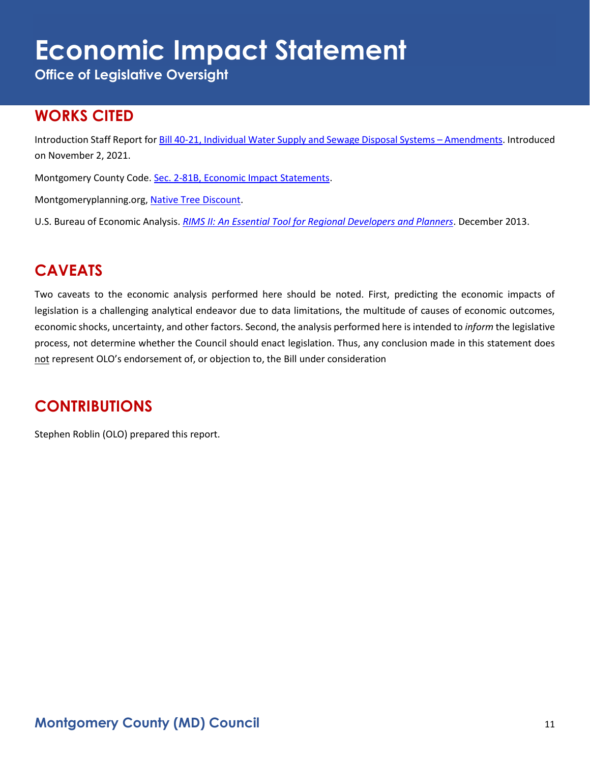# Economic Impact Statement

**Office of Legislative Oversight**

## WORKS CITED

Introduction Staff Report for Bill 40-21, Individual Water Supply and Sewage Disposal Systems – Amendments. Introduced on November 2, 2021.

Montgomery County Code. Sec. 2-81B, Economic Impact Statements.

Montgomeryplanning.org, Native Tree Discount.

U.S. Bureau of Economic Analysis. *RIMS II: An Essential Tool for Regional Developers and Planners*. December 2013.

## CAVEATS

Two caveats to the economic analysis performed here should be noted. First, predicting the economic impacts of legislation is a challenging analytical endeavor due to data limitations, the multitude of causes of economic outcomes, economic shocks, uncertainty, and other factors. Second, the analysis performed here is intended to *inform* the legislative process, not determine whether the Council should enact legislation. Thus, any conclusion made in this statement does not represent OLO's endorsement of, or objection to, the Bill under consideration

## CONTRIBUTIONS

Stephen Roblin (OLO) prepared this report.